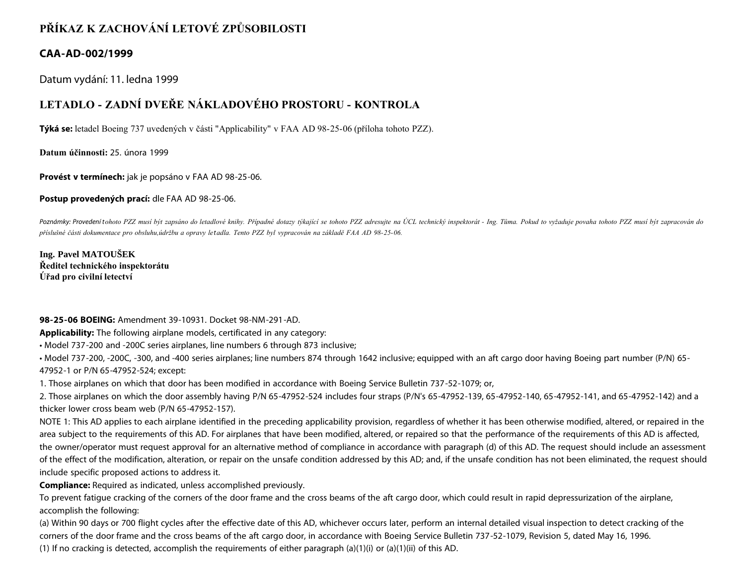# PŘÍKAZ K ZACHOVÁNÍ LETOVÉ ZPŮSOBILOSTI

## CAA-AD-002/1999

Datum vydání: 11. ledna 1999

## LETADLO - ZADNÍ DVEŘE NÁKLADOVÉHO PROSTORU - KONTROLA

**Týká se:** letadel Boeing 737 uvedených v části "Applicability" v FAA AD 98-25-06 (příloha tohoto PZZ).

**Datum účinnosti:** 25. února 1999

**Provést v termínech:** jak je popsáno v FAA AD 98-25-06.

**Postup provedených prací:** dle FAA AD 98-25-06.

*Poznámky: Provedení tohoto PZZ musí být zapsáno do letadlové knihy. Případné dotazy týkající se tohoto PZZ adresujte na ÚCL technický inspektorát - Ing. Tůma. Pokud to vyžaduje povaha tohoto PZZ musí být zapracován do příslušné části dokumentace pro obsluhu,údržbu a opravy letadla. Tento PZZ byl vypracován na základě FAA AD 98-25-06.*

**Ing. Pavel MATOUŠEK**
**Ředitel technického inspektorátu**
**Úřad pro civilní letectví**

**98-25-06 BOEING:** Amendment 39-10931. Docket 98-NM-291-AD.

**Applicability:** The following airplane models, certificated in any category:

• Model 737-200 and -200C series airplanes, line numbers 6 through 873 inclusive;

• Model 737-200, -200C, -300, and -400 series airplanes; line numbers 874 through 1642 inclusive; equipped with an aft cargo door having Boeing part number (P/N) 65-47952-1 or P/N 65-47952-524; except:

1. Those airplanes on which that door has been modified in accordance with Boeing Service Bulletin 737-52-1079; or,

2. Those airplanes on which the door assembly having P/N 65-47952-524 includes four straps (P/N's 65-47952-139, 65-47952-140, 65-47952-141, and 65-47952-142) and a thicker lower cross beam web (P/N 65-47952-157).

NOTE 1: This AD applies to each airplane identified in the preceding applicability provision, regardless of whether it has been otherwise modified, altered, or repaired in the area subject to the requirements of this AD. For airplanes that have been modified, altered, or repaired so that the performance of the requirements of this AD is affected, the owner/operator must request approval for an alternative method of compliance in accordance with paragraph (d) of this AD. The request should include an assessment of the effect of the modification, alteration, or repair on the unsafe condition addressed by this AD; and, if the unsafe condition has not been eliminated, the request should include specific proposed actions to address it.

**Compliance:** Required as indicated, unless accomplished previously.

To prevent fatigue cracking of the corners of the door frame and the cross beams of the aft cargo door, which could result in rapid depressurization of the airplane, accomplish the following:

(a) Within 90 days or 700 flight cycles after the effective date of this AD, whichever occurs later, perform an internal detailed visual inspection to detect cracking of the corners of the door frame and the cross beams of the aft cargo door, in accordance with Boeing Service Bulletin 737-52-1079, Revision 5, dated May 16, 1996.

(1) If no cracking is detected, accomplish the requirements of either paragraph (a)(1)(i) or (a)(1)(ii) of this AD.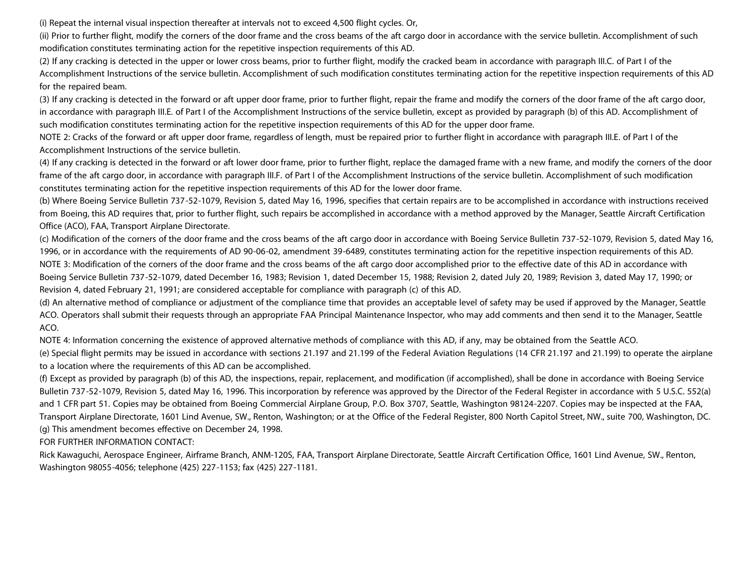(i) Repeat the internal visual inspection thereafter at intervals not to exceed 4,500 flight cycles. Or,

(ii) Prior to further flight, modify the corners of the door frame and the cross beams of the aft cargo door in accordance with the service bulletin. Accomplishment of such modification constitutes terminating action for the repetitive inspection requirements of this AD.

(2) If any cracking is detected in the upper or lower cross beams, prior to further flight, modify the cracked beam in accordance with paragraph III.C. of Part I of the Accomplishment Instructions of the service bulletin. Accomplishment of such modification constitutes terminating action for the repetitive inspection requirements of this AD for the repaired beam.

(3) If any cracking is detected in the forward or aft upper door frame, prior to further flight, repair the frame and modify the corners of the door frame of the aft cargo door, in accordance with paragraph III.E. of Part I of the Accomplishment Instructions of the service bulletin, except as provided by paragraph (b) of this AD. Accomplishment of such modification constitutes terminating action for the repetitive inspection requirements of this AD for the upper door frame.

NOTE 2: Cracks of the forward or aft upper door frame, regardless of length, must be repaired prior to further flight in accordance with paragraph III.E. of Part I of the Accomplishment Instructions of the service bulletin.

(4) If any cracking is detected in the forward or aft lower door frame, prior to further flight, replace the damaged frame with a new frame, and modify the corners of the door frame of the aft cargo door, in accordance with paragraph III.F. of Part I of the Accomplishment Instructions of the service bulletin. Accomplishment of such modification constitutes terminating action for the repetitive inspection requirements of this AD for the lower door frame.

(b) Where Boeing Service Bulletin 737-52-1079, Revision 5, dated May 16, 1996, specifies that certain repairs are to be accomplished in accordance with instructions received from Boeing, this AD requires that, prior to further flight, such repairs be accomplished in accordance with a method approved by the Manager, Seattle Aircraft Certification Office (ACO), FAA, Transport Airplane Directorate.

(c) Modification of the corners of the door frame and the cross beams of the aft cargo door in accordance with Boeing Service Bulletin 737-52-1079, Revision 5, dated May 16, 1996, or in accordance with the requirements of AD 90-06-02, amendment 39-6489, constitutes terminating action for the repetitive inspection requirements of this AD.

NOTE 3: Modification of the corners of the door frame and the cross beams of the aft cargo door accomplished prior to the effective date of this AD in accordance with Boeing Service Bulletin 737-52-1079, dated December 16, 1983; Revision 1, dated December 15, 1988; Revision 2, dated July 20, 1989; Revision 3, dated May 17, 1990; or Revision 4, dated February 21, 1991; are considered acceptable for compliance with paragraph (c) of this AD.

(d) An alternative method of compliance or adjustment of the compliance time that provides an acceptable level of safety may be used if approved by the Manager, Seattle ACO. Operators shall submit their requests through an appropriate FAA Principal Maintenance Inspector, who may add comments and then send it to the Manager, Seattle ACO.

NOTE 4: Information concerning the existence of approved alternative methods of compliance with this AD, if any, may be obtained from the Seattle ACO.

(e) Special flight permits may be issued in accordance with sections 21.197 and 21.199 of the Federal Aviation Regulations (14 CFR 21.197 and 21.199) to operate the airplane to a location where the requirements of this AD can be accomplished.

(f) Except as provided by paragraph (b) of this AD, the inspections, repair, replacement, and modification (if accomplished), shall be done in accordance with Boeing Service Bulletin 737-52-1079, Revision 5, dated May 16, 1996. This incorporation by reference was approved by the Director of the Federal Register in accordance with 5 U.S.C. 552(a) and 1 CFR part 51. Copies may be obtained from Boeing Commercial Airplane Group, P.O. Box 3707, Seattle, Washington 98124-2207. Copies may be inspected at the FAA, Transport Airplane Directorate, 1601 Lind Avenue, SW., Renton, Washington; or at the Office of the Federal Register, 800 North Capitol Street, NW., suite 700, Washington, DC.

(g) This amendment becomes effective on December 24, 1998.

FOR FURTHER INFORMATION CONTACT:

Rick Kawaguchi, Aerospace Engineer, Airframe Branch, ANM-120S, FAA, Transport Airplane Directorate, Seattle Aircraft Certification Office, 1601 Lind Avenue, SW., Renton, Washington 98055-4056; telephone (425) 227-1153; fax (425) 227-1181.